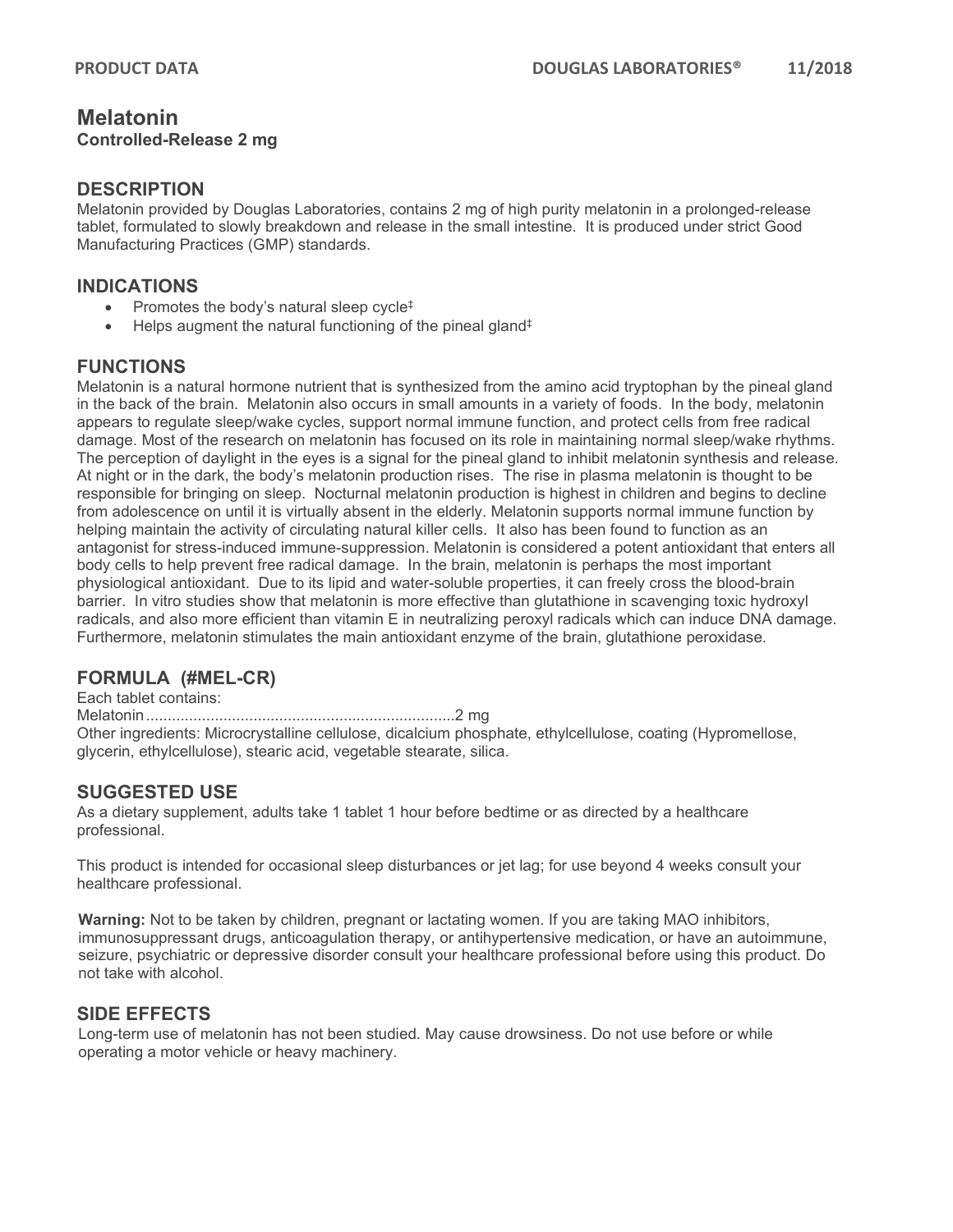# Melatonin

**Controlled-Release 2 mg**

## DESCRIPTION

Melatonin provided by Douglas Laboratories, contains 2 mg of high purity melatonin in a prolonged-release tablet, formulated to slowly breakdown and release in the small intestine. It is produced under strict Good Manufacturing Practices (GMP) standards.

## INDICATIONS

- Promotes the body's natural sleep cycle‡
- Helps augment the natural functioning of the pineal gland‡

## FUNCTIONS

Melatonin is a natural hormone nutrient that is synthesized from the amino acid tryptophan by the pineal gland in the back of the brain. Melatonin also occurs in small amounts in a variety of foods. In the body, melatonin appears to regulate sleep/wake cycles, support normal immune function, and protect cells from free radical damage. Most of the research on melatonin has focused on its role in maintaining normal sleep/wake rhythms. The perception of daylight in the eyes is a signal for the pineal gland to inhibit melatonin synthesis and release. At night or in the dark, the body's melatonin production rises. The rise in plasma melatonin is thought to be responsible for bringing on sleep. Nocturnal melatonin production is highest in children and begins to decline from adolescence on until it is virtually absent in the elderly. Melatonin supports normal immune function by helping maintain the activity of circulating natural killer cells. It also has been found to function as an antagonist for stress-induced immune-suppression. Melatonin is considered a potent antioxidant that enters all body cells to help prevent free radical damage. In the brain, melatonin is perhaps the most important physiological antioxidant. Due to its lipid and water-soluble properties, it can freely cross the blood-brain barrier. In vitro studies show that melatonin is more effective than glutathione in scavenging toxic hydroxyl radicals, and also more efficient than vitamin E in neutralizing peroxyl radicals which can induce DNA damage. Furthermore, melatonin stimulates the main antioxidant enzyme of the brain, glutathione peroxidase.

## FORMULA (#MEL-CR)

Each tablet contains:

Melatonin.......................................................................2 mg

Other ingredients: Microcrystalline cellulose, dicalcium phosphate, ethylcellulose, coating (Hypromellose, glycerin, ethylcellulose), stearic acid, vegetable stearate, silica.

## SUGGESTED USE

As a dietary supplement, adults take 1 tablet 1 hour before bedtime or as directed by a healthcare professional.

This product is intended for occasional sleep disturbances or jet lag; for use beyond 4 weeks consult your healthcare professional.

**Warning:** Not to be taken by children, pregnant or lactating women. If you are taking MAO inhibitors, immunosuppressant drugs, anticoagulation therapy, or antihypertensive medication, or have an autoimmune, seizure, psychiatric or depressive disorder consult your healthcare professional before using this product. Do not take with alcohol.

## SIDE EFFECTS

Long-term use of melatonin has not been studied. May cause drowsiness. Do not use before or while operating a motor vehicle or heavy machinery.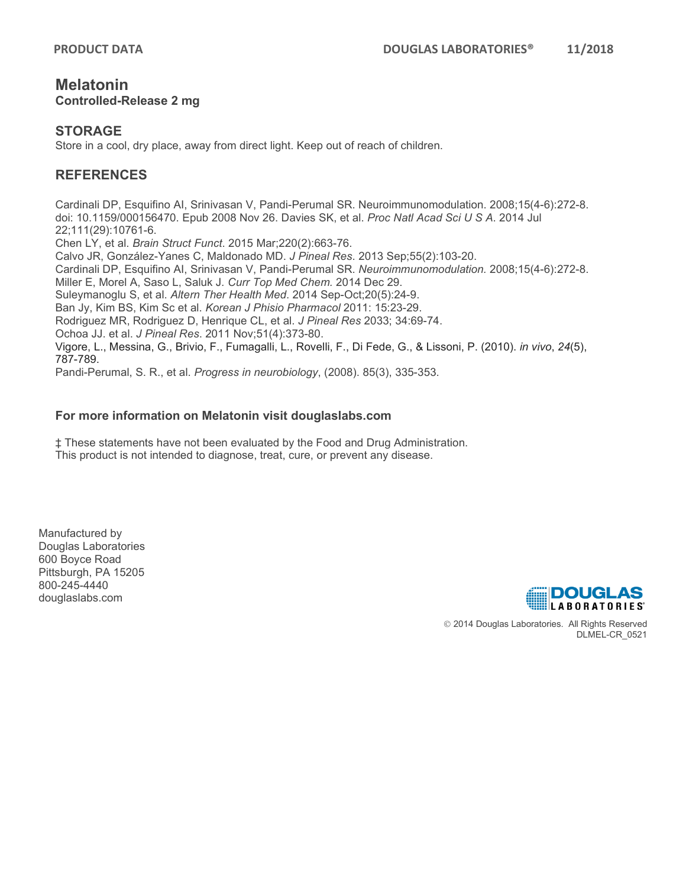# Melatonin

**Controlled-Release 2 mg**

## STORAGE

Store in a cool, dry place, away from direct light. Keep out of reach of children.

## REFERENCES

Cardinali DP, Esquifino AI, Srinivasan V, Pandi-Perumal SR. Neuroimmunomodulation. 2008;15(4-6):272-8. doi: 10.1159/000156470. Epub 2008 Nov 26. Davies SK, et al. *Proc Natl Acad Sci U S A*. 2014 Jul 22;111(29):10761-6.
Chen LY, et al. *Brain Struct Funct*. 2015 Mar;220(2):663-76.
Calvo JR, González-Yanes C, Maldonado MD. *J Pineal Res*. 2013 Sep;55(2):103-20.
Cardinali DP, Esquifino AI, Srinivasan V, Pandi-Perumal SR. *Neuroimmunomodulation.* 2008;15(4-6):272-8.
Miller E, Morel A, Saso L, Saluk J. *Curr Top Med Chem.* 2014 Dec 29.
Suleymanoglu S, et al. *Altern Ther Health Med*. 2014 Sep-Oct;20(5):24-9.
Ban Jy, Kim BS, Kim Sc et al. *Korean J Phisio Pharmacol* 2011: 15:23-29.
Rodriguez MR, Rodriguez D, Henrique CL, et al. *J Pineal Res* 2033; 34:69-74.
Ochoa JJ. et al. *J Pineal Res*. 2011 Nov;51(4):373-80.
Vigore, L., Messina, G., Brivio, F., Fumagalli, L., Rovelli, F., Di Fede, G., & Lissoni, P. (2010). *in vivo*, *24*(5), 787-789.
Pandi-Perumal, S. R., et al. *Progress in neurobiology*, (2008). 85(3), 335-353.

**For more information on Melatonin visit douglaslabs.com**

‡ These statements have not been evaluated by the Food and Drug Administration.
This product is not intended to diagnose, treat, cure, or prevent any disease.

Manufactured by
Douglas Laboratories
600 Boyce Road
Pittsburgh, PA 15205
800-245-4440
douglaslabs.com

DOUGLAS LABORATORIES®

© 2014 Douglas Laboratories. All Rights Reserved
DLMEL-CR_0521